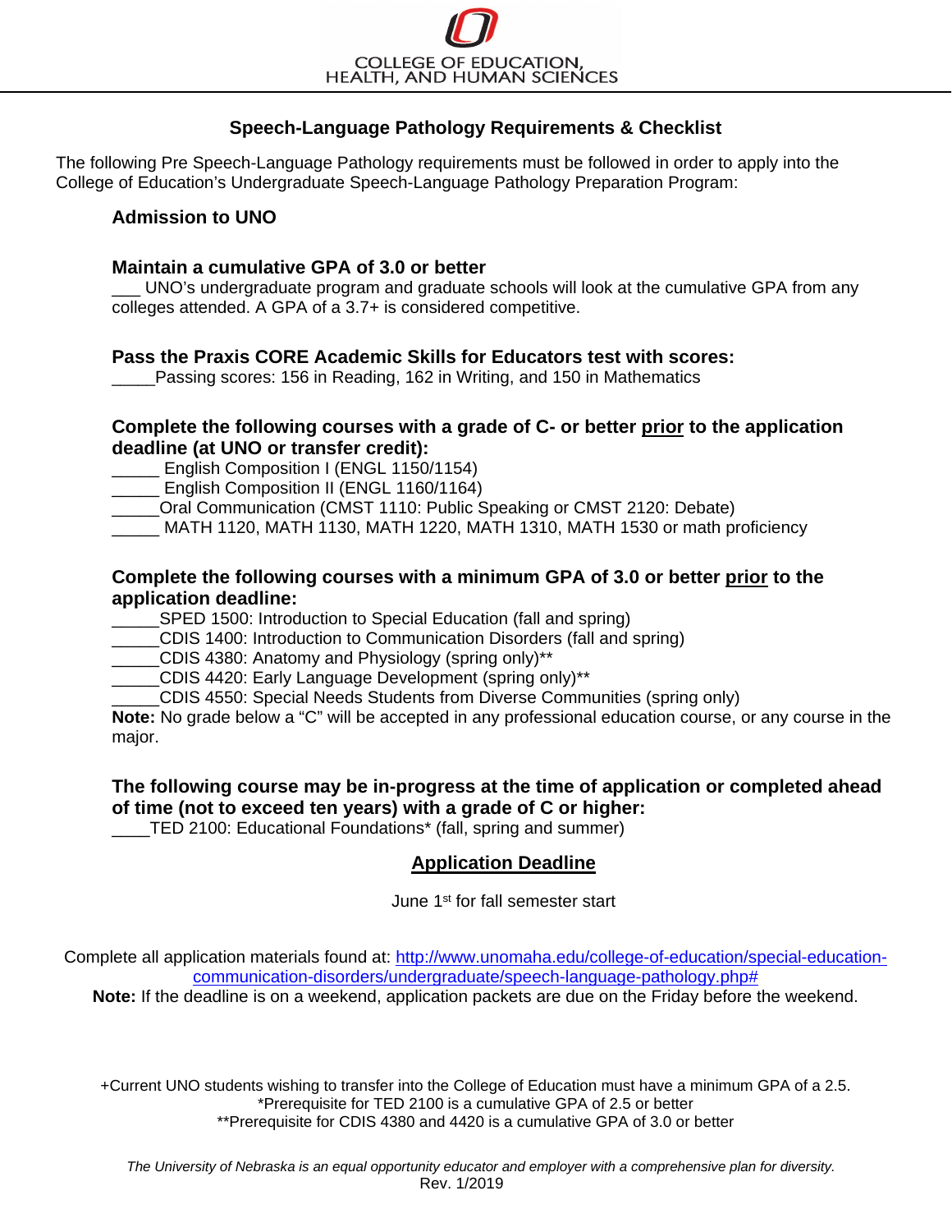COLLEGE OF EDUCATION, HEALTH, AND HUMAN SCIENCES

# Speech-Language Pathology Requirements & Checklist

The following Pre Speech-Language Pathology requirements must be followed in order to apply into the College of Education's Undergraduate Speech-Language Pathology Preparation Program:

**Admission to UNO**

**Maintain a cumulative GPA of 3.0 or better**

___ UNO's undergraduate program and graduate schools will look at the cumulative GPA from any colleges attended. A GPA of a 3.7+ is considered competitive.

**Pass the Praxis CORE Academic Skills for Educators test with scores:**

_____Passing scores: 156 in Reading, 162 in Writing, and 150 in Mathematics

**Complete the following courses with a grade of C- or better <u>prior</u> to the application deadline (at UNO or transfer credit):**

_____ English Composition I (ENGL 1150/1154)
_____ English Composition II (ENGL 1160/1164)
_____Oral Communication (CMST 1110: Public Speaking or CMST 2120: Debate)
_____ MATH 1120, MATH 1130, MATH 1220, MATH 1310, MATH 1530 or math proficiency

**Complete the following courses with a minimum GPA of 3.0 or better <u>prior</u> to the application deadline:**

_____SPED 1500: Introduction to Special Education (fall and spring)
_____CDIS 1400: Introduction to Communication Disorders (fall and spring)
_____CDIS 4380: Anatomy and Physiology (spring only)**
_____CDIS 4420: Early Language Development (spring only)**
_____CDIS 4550: Special Needs Students from Diverse Communities (spring only)

**Note:** No grade below a "C" will be accepted in any professional education course, or any course in the major.

**The following course may be in-progress at the time of application or completed ahead of time (not to exceed ten years) with a grade of C or higher:**

____TED 2100: Educational Foundations* (fall, spring and summer)

## <u>Application Deadline</u>

June 1st for fall semester start

Complete all application materials found at: http://www.unomaha.edu/college-of-education/special-education-communication-disorders/undergraduate/speech-language-pathology.php#

**Note:** If the deadline is on a weekend, application packets are due on the Friday before the weekend.

+Current UNO students wishing to transfer into the College of Education must have a minimum GPA of a 2.5.
*Prerequisite for TED 2100 is a cumulative GPA of 2.5 or better
**Prerequisite for CDIS 4380 and 4420 is a cumulative GPA of 3.0 or better

*The University of Nebraska is an equal opportunity educator and employer with a comprehensive plan for diversity.*
Rev. 1/2019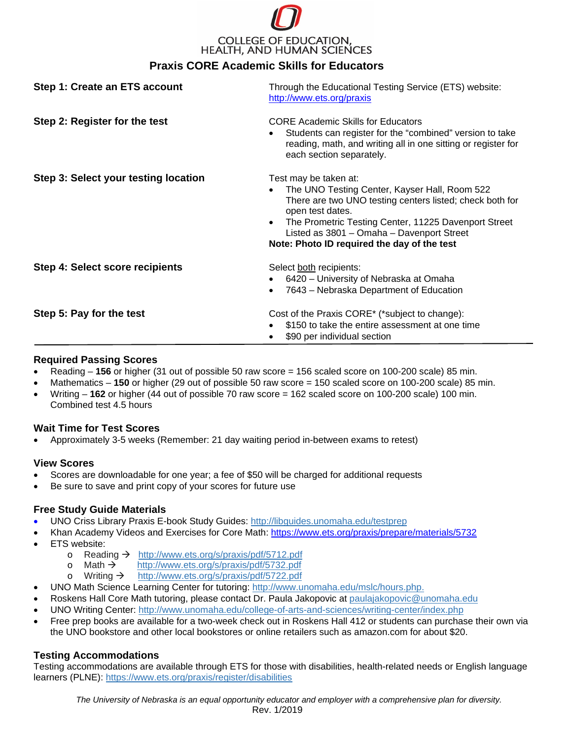COLLEGE OF EDUCATION,
HEALTH, AND HUMAN SCIENCES

# Praxis CORE Academic Skills for Educators

| | |
|---|---|
| **Step 1: Create an ETS account** | Through the Educational Testing Service (ETS) website: http://www.ets.org/praxis |
| **Step 2: Register for the test** | CORE Academic Skills for Educators<br>• Students can register for the “combined” version to take reading, math, and writing all in one sitting or register for each section separately. |
| **Step 3: Select your testing location** | Test may be taken at:<br>• The UNO Testing Center, Kayser Hall, Room 522 There are two UNO testing centers listed; check both for open test dates.<br>• The Prometric Testing Center, 11225 Davenport Street Listed as 3801 – Omaha – Davenport Street<br>**Note: Photo ID required the day of the test** |
| **Step 4: Select score recipients** | Select both recipients:<br>• 6420 – University of Nebraska at Omaha<br>• 7643 – Nebraska Department of Education |
| **Step 5: Pay for the test** | Cost of the Praxis CORE* (*subject to change):<br>• $150 to take the entire assessment at one time<br>• $90 per individual section |

## Required Passing Scores

- Reading – **156** or higher (31 out of possible 50 raw score = 156 scaled score on 100-200 scale) 85 min.
- Mathematics – **150** or higher (29 out of possible 50 raw score = 150 scaled score on 100-200 scale) 85 min.
- Writing – **162** or higher (44 out of possible 70 raw score = 162 scaled score on 100-200 scale) 100 min.
  Combined test 4.5 hours

## Wait Time for Test Scores

- Approximately 3-5 weeks (Remember: 21 day waiting period in-between exams to retest)

## View Scores

- Scores are downloadable for one year; a fee of $50 will be charged for additional requests
- Be sure to save and print copy of your scores for future use

## Free Study Guide Materials

- UNO Criss Library Praxis E-book Study Guides: http://libguides.unomaha.edu/testprep
- Khan Academy Videos and Exercises for Core Math: https://www.ets.org/praxis/prepare/materials/5732
- ETS website:
  - Reading → http://www.ets.org/s/praxis/pdf/5712.pdf
  - Math → http://www.ets.org/s/praxis/pdf/5732.pdf
  - Writing → http://www.ets.org/s/praxis/pdf/5722.pdf
- UNO Math Science Learning Center for tutoring: http://www.unomaha.edu/mslc/hours.php.
- Roskens Hall Core Math tutoring, please contact Dr. Paula Jakopovic at paulajakopovic@unomaha.edu
- UNO Writing Center: http://www.unomaha.edu/college-of-arts-and-sciences/writing-center/index.php
- Free prep books are available for a two-week check out in Roskens Hall 412 or students can purchase their own via the UNO bookstore and other local bookstores or online retailers such as amazon.com for about $20.

## Testing Accommodations

Testing accommodations are available through ETS for those with disabilities, health-related needs or English language learners (PLNE): https://www.ets.org/praxis/register/disabilities

*The University of Nebraska is an equal opportunity educator and employer with a comprehensive plan for diversity.*
Rev. 1/2019